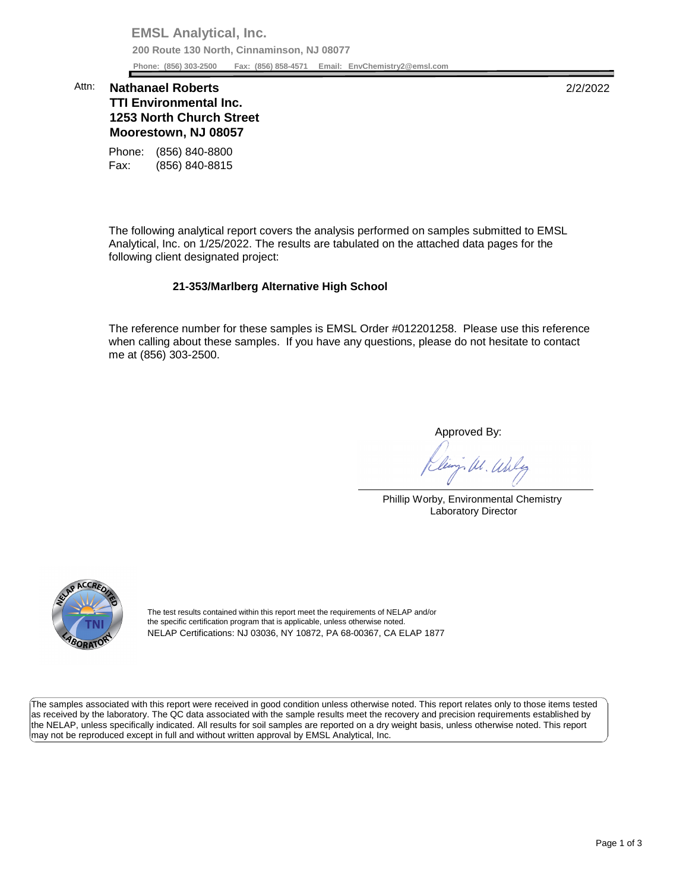**EMSL Analytical, Inc.**

**200 Route 130 North, Cinnaminson, NJ 08077**

**Phone: (856) 303-2500 Fax: (856) 858-4571 Email: EnvChemistry2@emsl.com**

Attn: **Nathanael Roberts**
**TTI Environmental Inc.**
**1253 North Church Street**
**Moorestown, NJ 08057**

2/2/2022

Phone: (856) 840-8800
Fax: (856) 840-8815

The following analytical report covers the analysis performed on samples submitted to EMSL Analytical, Inc. on 1/25/2022. The results are tabulated on the attached data pages for the following client designated project:

**21-353/Marlberg Alternative High School**

The reference number for these samples is EMSL Order #012201258. Please use this reference when calling about these samples. If you have any questions, please do not hesitate to contact me at (856) 303-2500.

Approved By:

Phillip Worby, Environmental Chemistry
Laboratory Director

The test results contained within this report meet the requirements of NELAP and/or the specific certification program that is applicable, unless otherwise noted.
NELAP Certifications: NJ 03036, NY 10872, PA 68-00367, CA ELAP 1877

The samples associated with this report were received in good condition unless otherwise noted. This report relates only to those items tested as received by the laboratory. The QC data associated with the sample results meet the recovery and precision requirements established by the NELAP, unless specifically indicated. All results for soil samples are reported on a dry weight basis, unless otherwise noted. This report may not be reproduced except in full and without written approval by EMSL Analytical, Inc.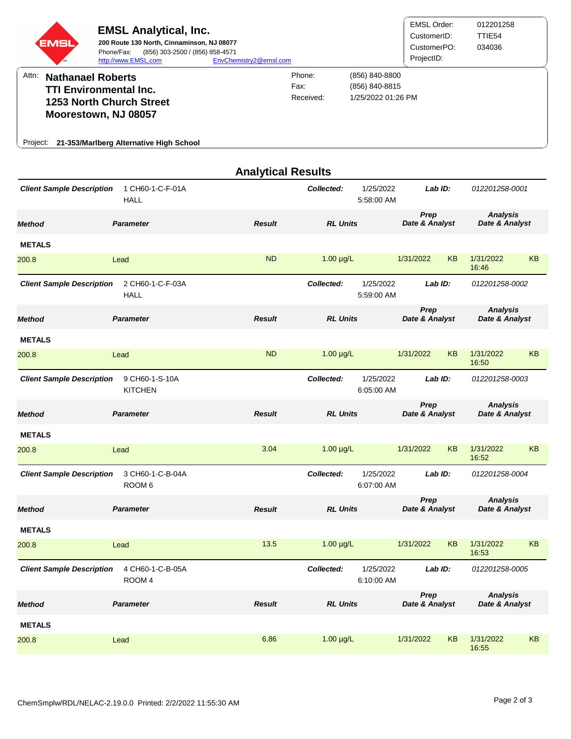**EMSL Analytical, Inc.**

200 Route 130 North, Cinnaminson, NJ 08077
Phone/Fax: (856) 303-2500 / (856) 858-4571
http://www.EMSL.com EnvChemistry2@emsl.com

| | |
|---|---|
| EMSL Order: | 012201258 |
| CustomerID: | TTIE54 |
| CustomerPO: | 034036 |
| ProjectID: | |

Attn: **Nathanael Roberts**
**TTI Environmental Inc.**
**1253 North Church Street**
**Moorestown, NJ 08057**

| | |
|---|---|
| Phone: | (856) 840-8800 |
| Fax: | (856) 840-8815 |
| Received: | 1/25/2022 01:26 PM |

Project: **21-353/Marlberg Alternative High School**

## Analytical Results

**Client Sample Description:** 1 CH60-1-C-F-01A HALL — **Collected:** 1/25/2022 5:58:00 AM — **Lab ID:** 012201258-0001

| Method | Parameter | Result | RL | Units | Prep Date | Prep Analyst | Analysis Date | Analysis Analyst |
|---|---|---|---|---|---|---|---|---|
| **METALS** | | | | | | | | |
| 200.8 | Lead | ND | 1.00 | µg/L | 1/31/2022 | KB | 1/31/2022 16:46 | KB |

**Client Sample Description:** 2 CH60-1-C-F-03A HALL — **Collected:** 1/25/2022 5:59:00 AM — **Lab ID:** 012201258-0002

| Method | Parameter | Result | RL | Units | Prep Date | Prep Analyst | Analysis Date | Analysis Analyst |
|---|---|---|---|---|---|---|---|---|
| **METALS** | | | | | | | | |
| 200.8 | Lead | ND | 1.00 | µg/L | 1/31/2022 | KB | 1/31/2022 16:50 | KB |

**Client Sample Description:** 9 CH60-1-S-10A KITCHEN — **Collected:** 1/25/2022 6:05:00 AM — **Lab ID:** 012201258-0003

| Method | Parameter | Result | RL | Units | Prep Date | Prep Analyst | Analysis Date | Analysis Analyst |
|---|---|---|---|---|---|---|---|---|
| **METALS** | | | | | | | | |
| 200.8 | Lead | 3.04 | 1.00 | µg/L | 1/31/2022 | KB | 1/31/2022 16:52 | KB |

**Client Sample Description:** 3 CH60-1-C-B-04A ROOM 6 — **Collected:** 1/25/2022 6:07:00 AM — **Lab ID:** 012201258-0004

| Method | Parameter | Result | RL | Units | Prep Date | Prep Analyst | Analysis Date | Analysis Analyst |
|---|---|---|---|---|---|---|---|---|
| **METALS** | | | | | | | | |
| 200.8 | Lead | 13.5 | 1.00 | µg/L | 1/31/2022 | KB | 1/31/2022 16:53 | KB |

**Client Sample Description:** 4 CH60-1-C-B-05A ROOM 4 — **Collected:** 1/25/2022 6:10:00 AM — **Lab ID:** 012201258-0005

| Method | Parameter | Result | RL | Units | Prep Date | Prep Analyst | Analysis Date | Analysis Analyst |
|---|---|---|---|---|---|---|---|---|
| **METALS** | | | | | | | | |
| 200.8 | Lead | 6.86 | 1.00 | µg/L | 1/31/2022 | KB | 1/31/2022 16:55 | KB |

ChemSmplw/RDL/NELAC-2.19.0.0 Printed: 2/2/2022 11:55:30 AM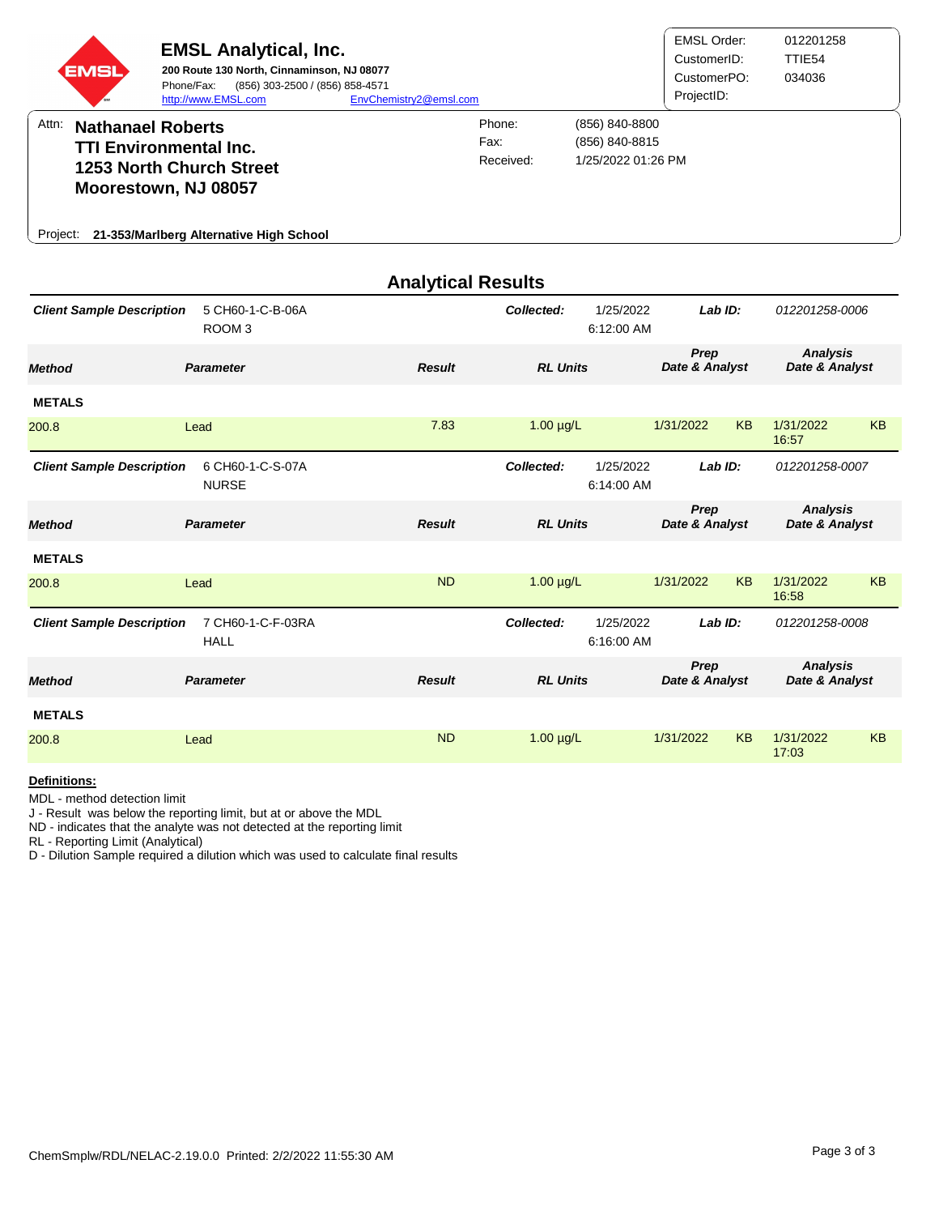**EMSL Analytical, Inc.**
200 Route 130 North, Cinnaminson, NJ 08077
Phone/Fax: (856) 303-2500 / (856) 858-4571
http://www.EMSL.com EnvChemistry2@emsl.com

| | |
|---|---|
| EMSL Order: | 012201258 |
| CustomerID: | TTIE54 |
| CustomerPO: | 034036 |
| ProjectID: | |

Attn: **Nathanael Roberts**
**TTI Environmental Inc.**
**1253 North Church Street**
**Moorestown, NJ 08057**

| | |
|---|---|
| Phone: | (856) 840-8800 |
| Fax: | (856) 840-8815 |
| Received: | 1/25/2022 01:26 PM |

Project: **21-353/Marlberg Alternative High School**

## Analytical Results

**Client Sample Description** 5 CH60-1-C-B-06A ROOM 3 | **Collected:** 1/25/2022 6:12:00 AM | **Lab ID:** 012201258-0006

| Method | Parameter | Result | RL Units | Prep Date | Prep Analyst | Analysis Date | Analysis Analyst |
|---|---|---|---|---|---|---|---|
| **METALS** | | | | | | | |
| 200.8 | Lead | 7.83 | 1.00 µg/L | 1/31/2022 | KB | 1/31/2022 16:57 | KB |

**Client Sample Description** 6 CH60-1-C-S-07A NURSE | **Collected:** 1/25/2022 6:14:00 AM | **Lab ID:** 012201258-0007

| Method | Parameter | Result | RL Units | Prep Date | Prep Analyst | Analysis Date | Analysis Analyst |
|---|---|---|---|---|---|---|---|
| **METALS** | | | | | | | |
| 200.8 | Lead | ND | 1.00 µg/L | 1/31/2022 | KB | 1/31/2022 16:58 | KB |

**Client Sample Description** 7 CH60-1-C-F-03RA HALL | **Collected:** 1/25/2022 6:16:00 AM | **Lab ID:** 012201258-0008

| Method | Parameter | Result | RL Units | Prep Date | Prep Analyst | Analysis Date | Analysis Analyst |
|---|---|---|---|---|---|---|---|
| **METALS** | | | | | | | |
| 200.8 | Lead | ND | 1.00 µg/L | 1/31/2022 | KB | 1/31/2022 17:03 | KB |

**Definitions:**

MDL - method detection limit
J - Result was below the reporting limit, but at or above the MDL
ND - indicates that the analyte was not detected at the reporting limit
RL - Reporting Limit (Analytical)
D - Dilution Sample required a dilution which was used to calculate final results

ChemSmplw/RDL/NELAC-2.19.0.0 Printed: 2/2/2022 11:55:30 AM